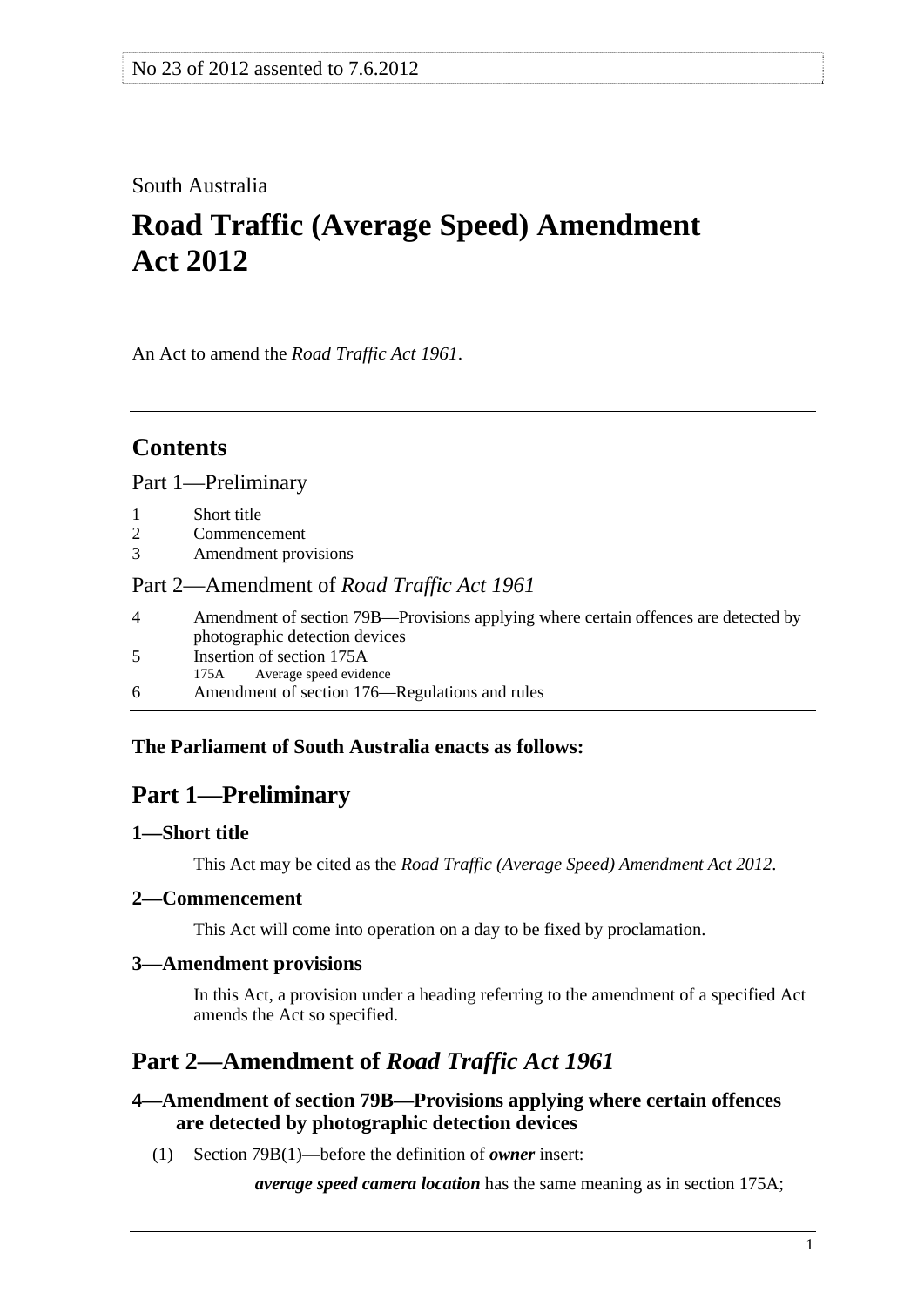No 23 of 2012 assented to 7.6.2012

South Australia

# Road Traffic (Average Speed) Amendment Act 2012

An Act to amend the *Road Traffic Act 1961*.

## Contents

Part 1—Preliminary

1 Short title
2 Commencement
3 Amendment provisions

Part 2—Amendment of *Road Traffic Act 1961*

4 Amendment of section 79B—Provisions applying where certain offences are detected by photographic detection devices
5 Insertion of section 175A
 175A Average speed evidence
6 Amendment of section 176—Regulations and rules

**The Parliament of South Australia enacts as follows:**

## Part 1—Preliminary

### 1—Short title

This Act may be cited as the *Road Traffic (Average Speed) Amendment Act 2012*.

### 2—Commencement

This Act will come into operation on a day to be fixed by proclamation.

### 3—Amendment provisions

In this Act, a provision under a heading referring to the amendment of a specified Act amends the Act so specified.

## Part 2—Amendment of *Road Traffic Act 1961*

### 4—Amendment of section 79B—Provisions applying where certain offences are detected by photographic detection devices

(1) Section 79B(1)—before the definition of ***owner*** insert:

***average speed camera location*** has the same meaning as in section 175A;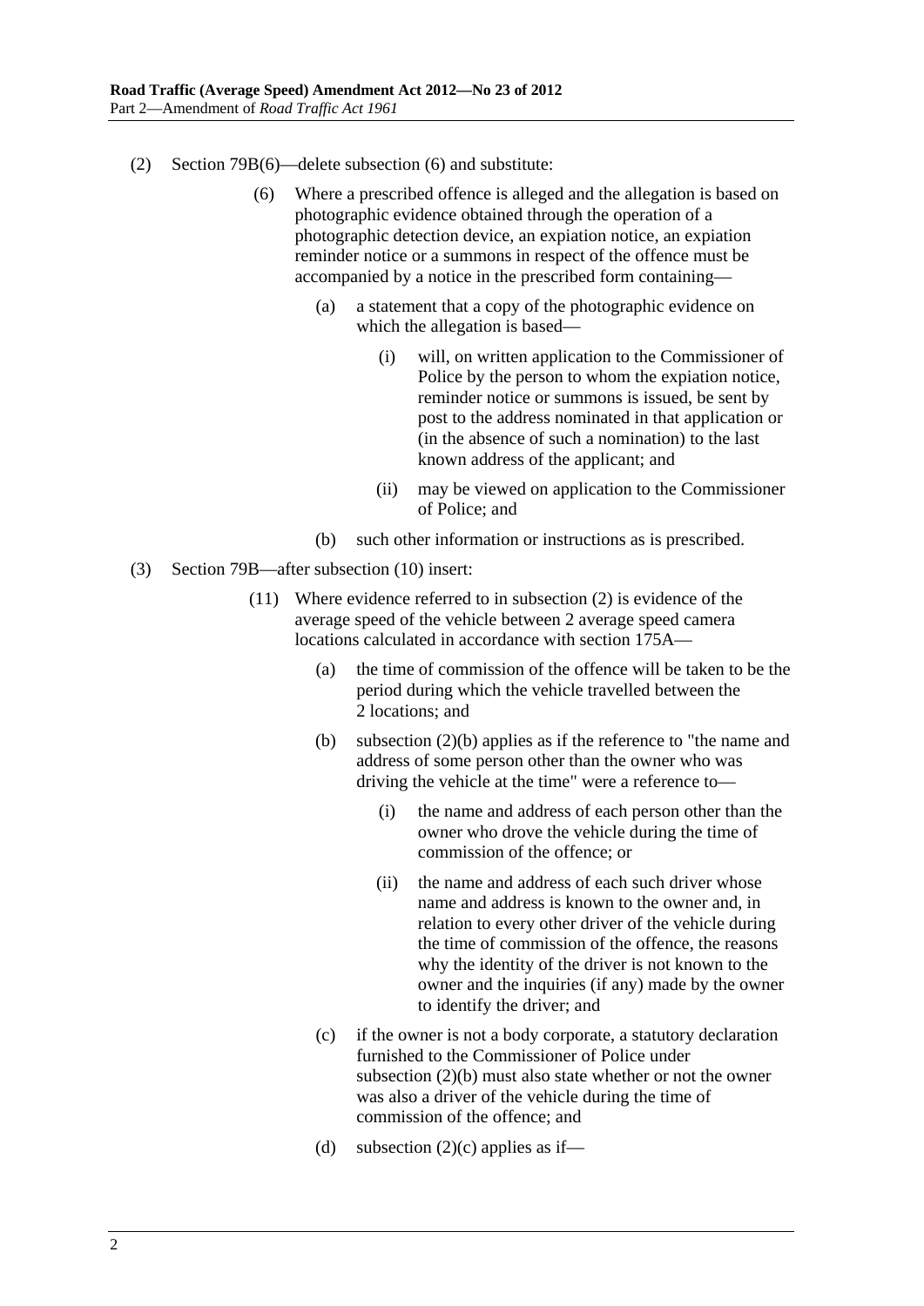(2) Section 79B(6)—delete subsection (6) and substitute:

> (6) Where a prescribed offence is alleged and the allegation is based on photographic evidence obtained through the operation of a photographic detection device, an expiation notice, an expiation reminder notice or a summons in respect of the offence must be accompanied by a notice in the prescribed form containing—
>
> > (a) a statement that a copy of the photographic evidence on which the allegation is based—
> >
> > > (i) will, on written application to the Commissioner of Police by the person to whom the expiation notice, reminder notice or summons is issued, be sent by post to the address nominated in that application or (in the absence of such a nomination) to the last known address of the applicant; and
> > >
> > > (ii) may be viewed on application to the Commissioner of Police; and
> >
> > (b) such other information or instructions as is prescribed.

(3) Section 79B—after subsection (10) insert:

> (11) Where evidence referred to in subsection (2) is evidence of the average speed of the vehicle between 2 average speed camera locations calculated in accordance with section 175A—
>
> > (a) the time of commission of the offence will be taken to be the period during which the vehicle travelled between the 2 locations; and
> >
> > (b) subsection (2)(b) applies as if the reference to "the name and address of some person other than the owner who was driving the vehicle at the time" were a reference to—
> >
> > > (i) the name and address of each person other than the owner who drove the vehicle during the time of commission of the offence; or
> > >
> > > (ii) the name and address of each such driver whose name and address is known to the owner and, in relation to every other driver of the vehicle during the time of commission of the offence, the reasons why the identity of the driver is not known to the owner and the inquiries (if any) made by the owner to identify the driver; and
> >
> > (c) if the owner is not a body corporate, a statutory declaration furnished to the Commissioner of Police under subsection (2)(b) must also state whether or not the owner was also a driver of the vehicle during the time of commission of the offence; and
> >
> > (d) subsection (2)(c) applies as if—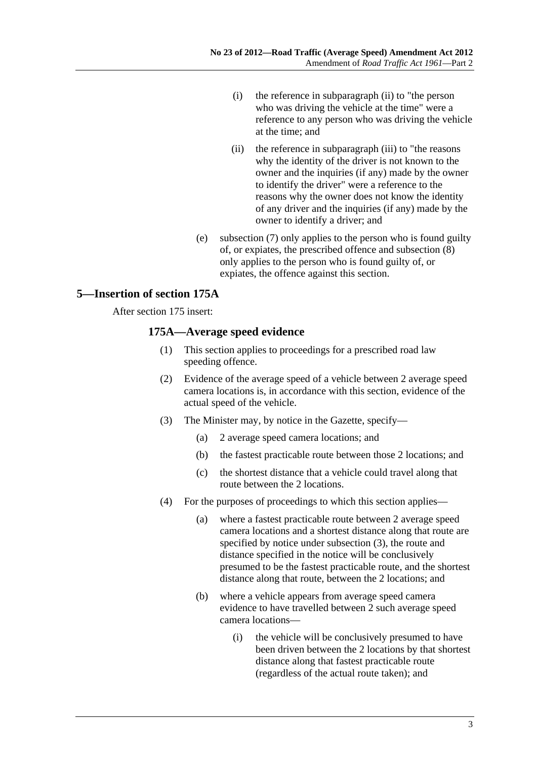(i) the reference in subparagraph (ii) to "the person who was driving the vehicle at the time" were a reference to any person who was driving the vehicle at the time; and

(ii) the reference in subparagraph (iii) to "the reasons why the identity of the driver is not known to the owner and the inquiries (if any) made by the owner to identify the driver" were a reference to the reasons why the owner does not know the identity of any driver and the inquiries (if any) made by the owner to identify a driver; and

(e) subsection (7) only applies to the person who is found guilty of, or expiates, the prescribed offence and subsection (8) only applies to the person who is found guilty of, or expiates, the offence against this section.

## 5—Insertion of section 175A

After section 175 insert:

### 175A—Average speed evidence

(1) This section applies to proceedings for a prescribed road law speeding offence.

(2) Evidence of the average speed of a vehicle between 2 average speed camera locations is, in accordance with this section, evidence of the actual speed of the vehicle.

(3) The Minister may, by notice in the Gazette, specify—

(a) 2 average speed camera locations; and

(b) the fastest practicable route between those 2 locations; and

(c) the shortest distance that a vehicle could travel along that route between the 2 locations.

(4) For the purposes of proceedings to which this section applies—

(a) where a fastest practicable route between 2 average speed camera locations and a shortest distance along that route are specified by notice under subsection (3), the route and distance specified in the notice will be conclusively presumed to be the fastest practicable route, and the shortest distance along that route, between the 2 locations; and

(b) where a vehicle appears from average speed camera evidence to have travelled between 2 such average speed camera locations—

(i) the vehicle will be conclusively presumed to have been driven between the 2 locations by that shortest distance along that fastest practicable route (regardless of the actual route taken); and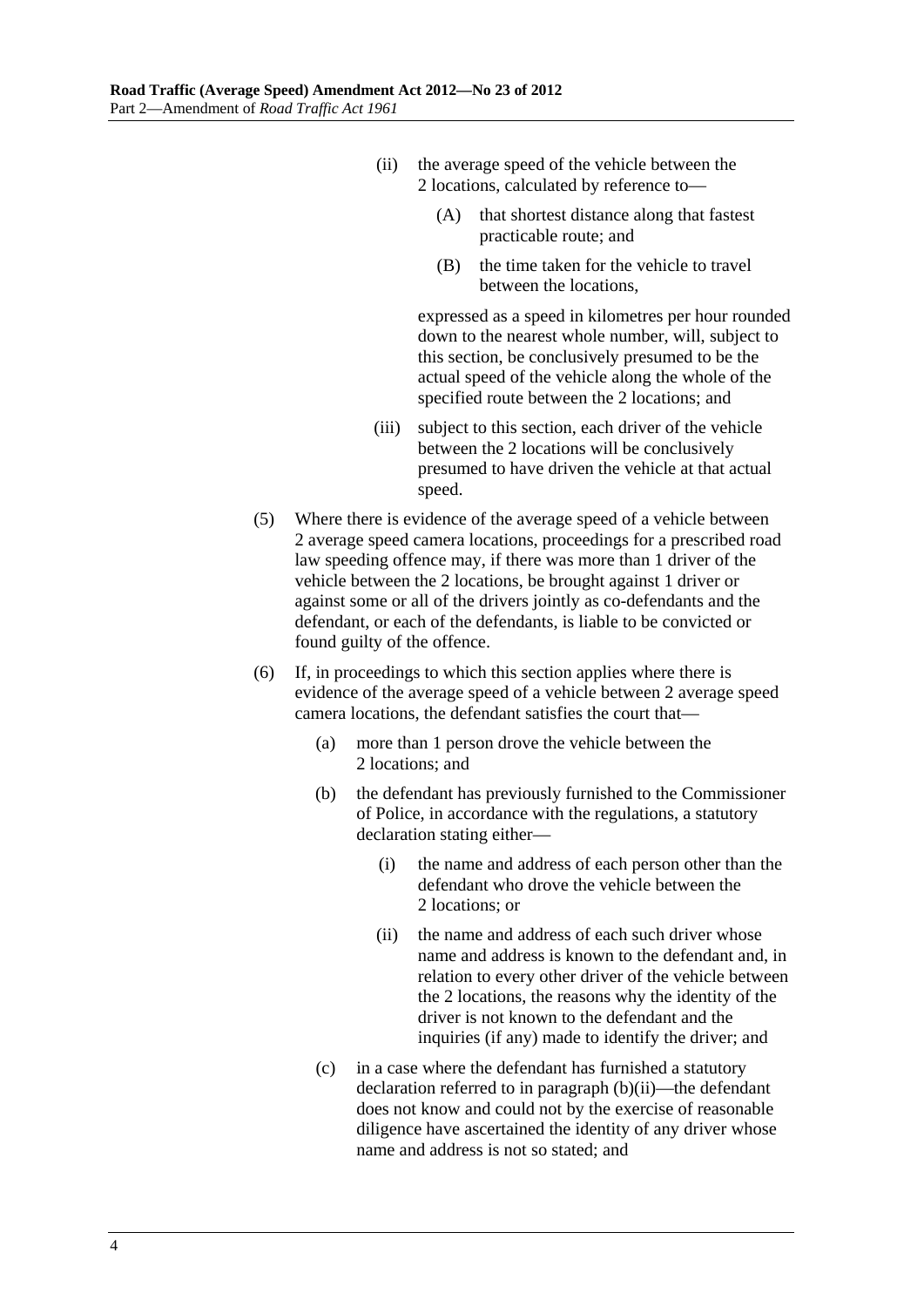(ii) the average speed of the vehicle between the 2 locations, calculated by reference to—

(A) that shortest distance along that fastest practicable route; and

(B) the time taken for the vehicle to travel between the locations,

expressed as a speed in kilometres per hour rounded down to the nearest whole number, will, subject to this section, be conclusively presumed to be the actual speed of the vehicle along the whole of the specified route between the 2 locations; and

(iii) subject to this section, each driver of the vehicle between the 2 locations will be conclusively presumed to have driven the vehicle at that actual speed.

(5) Where there is evidence of the average speed of a vehicle between 2 average speed camera locations, proceedings for a prescribed road law speeding offence may, if there was more than 1 driver of the vehicle between the 2 locations, be brought against 1 driver or against some or all of the drivers jointly as co-defendants and the defendant, or each of the defendants, is liable to be convicted or found guilty of the offence.

(6) If, in proceedings to which this section applies where there is evidence of the average speed of a vehicle between 2 average speed camera locations, the defendant satisfies the court that—

(a) more than 1 person drove the vehicle between the 2 locations; and

(b) the defendant has previously furnished to the Commissioner of Police, in accordance with the regulations, a statutory declaration stating either—

(i) the name and address of each person other than the defendant who drove the vehicle between the 2 locations; or

(ii) the name and address of each such driver whose name and address is known to the defendant and, in relation to every other driver of the vehicle between the 2 locations, the reasons why the identity of the driver is not known to the defendant and the inquiries (if any) made to identify the driver; and

(c) in a case where the defendant has furnished a statutory declaration referred to in paragraph (b)(ii)—the defendant does not know and could not by the exercise of reasonable diligence have ascertained the identity of any driver whose name and address is not so stated; and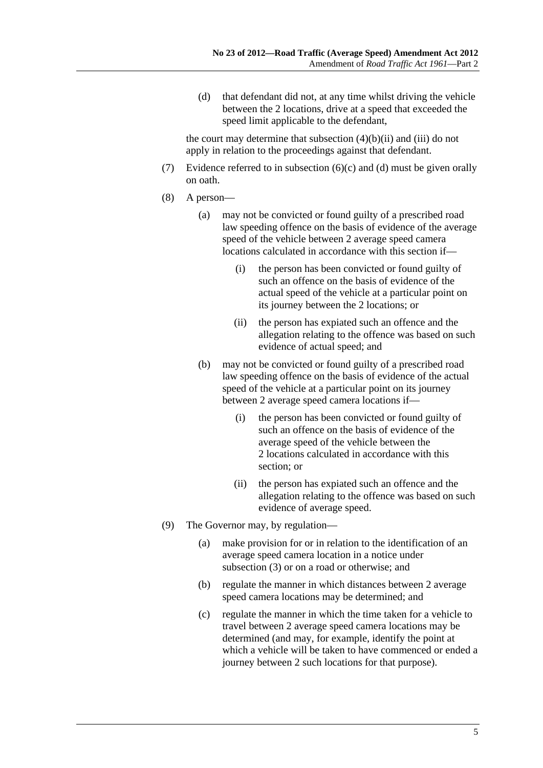(d) that defendant did not, at any time whilst driving the vehicle between the 2 locations, drive at a speed that exceeded the speed limit applicable to the defendant,

the court may determine that subsection (4)(b)(ii) and (iii) do not apply in relation to the proceedings against that defendant.

(7) Evidence referred to in subsection (6)(c) and (d) must be given orally on oath.

(8) A person—

(a) may not be convicted or found guilty of a prescribed road law speeding offence on the basis of evidence of the average speed of the vehicle between 2 average speed camera locations calculated in accordance with this section if—

(i) the person has been convicted or found guilty of such an offence on the basis of evidence of the actual speed of the vehicle at a particular point on its journey between the 2 locations; or

(ii) the person has expiated such an offence and the allegation relating to the offence was based on such evidence of actual speed; and

(b) may not be convicted or found guilty of a prescribed road law speeding offence on the basis of evidence of the actual speed of the vehicle at a particular point on its journey between 2 average speed camera locations if—

(i) the person has been convicted or found guilty of such an offence on the basis of evidence of the average speed of the vehicle between the 2 locations calculated in accordance with this section; or

(ii) the person has expiated such an offence and the allegation relating to the offence was based on such evidence of average speed.

(9) The Governor may, by regulation—

(a) make provision for or in relation to the identification of an average speed camera location in a notice under subsection (3) or on a road or otherwise; and

(b) regulate the manner in which distances between 2 average speed camera locations may be determined; and

(c) regulate the manner in which the time taken for a vehicle to travel between 2 average speed camera locations may be determined (and may, for example, identify the point at which a vehicle will be taken to have commenced or ended a journey between 2 such locations for that purpose).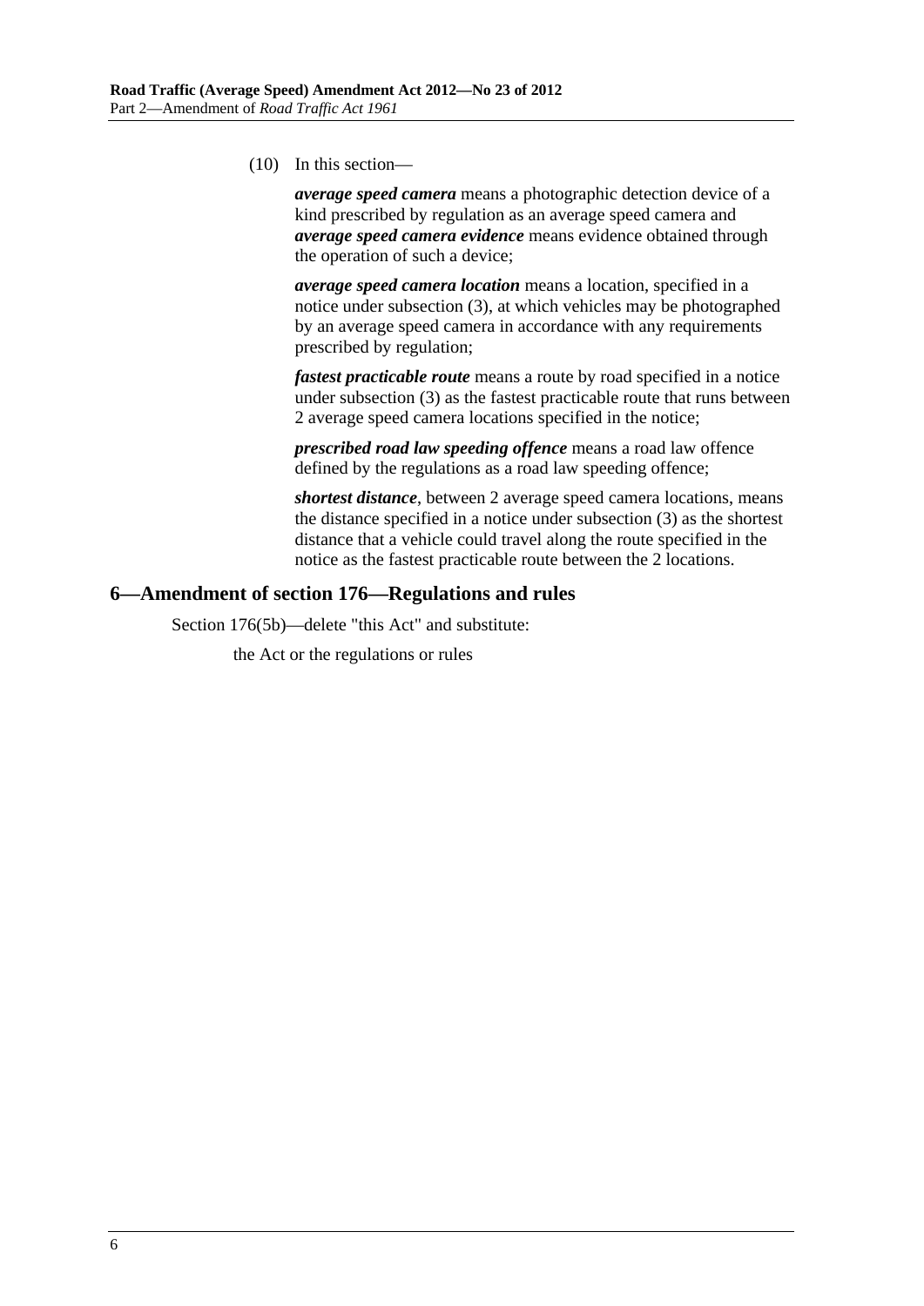(10) In this section—

***average speed camera*** means a photographic detection device of a kind prescribed by regulation as an average speed camera and ***average speed camera evidence*** means evidence obtained through the operation of such a device;

***average speed camera location*** means a location, specified in a notice under subsection (3), at which vehicles may be photographed by an average speed camera in accordance with any requirements prescribed by regulation;

***fastest practicable route*** means a route by road specified in a notice under subsection (3) as the fastest practicable route that runs between 2 average speed camera locations specified in the notice;

***prescribed road law speeding offence*** means a road law offence defined by the regulations as a road law speeding offence;

***shortest distance***, between 2 average speed camera locations, means the distance specified in a notice under subsection (3) as the shortest distance that a vehicle could travel along the route specified in the notice as the fastest practicable route between the 2 locations.

## 6—Amendment of section 176—Regulations and rules

Section 176(5b)—delete "this Act" and substitute:

the Act or the regulations or rules